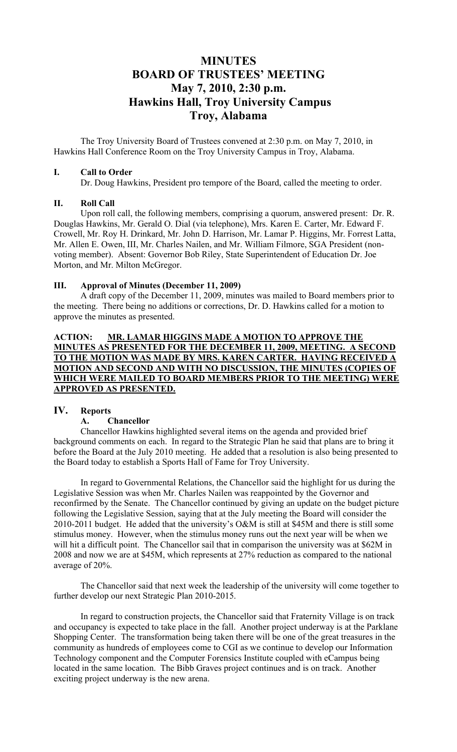# MINUTES
# BOARD OF TRUSTEES' MEETING
# May 7, 2010, 2:30 p.m.
# Hawkins Hall, Troy University Campus
# Troy, Alabama

The Troy University Board of Trustees convened at 2:30 p.m. on May 7, 2010, in Hawkins Hall Conference Room on the Troy University Campus in Troy, Alabama.

## I. Call to Order

Dr. Doug Hawkins, President pro tempore of the Board, called the meeting to order.

## II. Roll Call

Upon roll call, the following members, comprising a quorum, answered present: Dr. R. Douglas Hawkins, Mr. Gerald O. Dial (via telephone), Mrs. Karen E. Carter, Mr. Edward F. Crowell, Mr. Roy H. Drinkard, Mr. John D. Harrison, Mr. Lamar P. Higgins, Mr. Forrest Latta, Mr. Allen E. Owen, III, Mr. Charles Nailen, and Mr. William Filmore, SGA President (non-voting member). Absent: Governor Bob Riley, State Superintendent of Education Dr. Joe Morton, and Mr. Milton McGregor.

## III. Approval of Minutes (December 11, 2009)

A draft copy of the December 11, 2009, minutes was mailed to Board members prior to the meeting. There being no additions or corrections, Dr. D. Hawkins called for a motion to approve the minutes as presented.

**ACTION: MR. LAMAR HIGGINS MADE A MOTION TO APPROVE THE MINUTES AS PRESENTED FOR THE DECEMBER 11, 2009, MEETING. A SECOND TO THE MOTION WAS MADE BY MRS. KAREN CARTER. HAVING RECEIVED A MOTION AND SECOND AND WITH NO DISCUSSION, THE MINUTES (COPIES OF WHICH WERE MAILED TO BOARD MEMBERS PRIOR TO THE MEETING) WERE APPROVED AS PRESENTED.**

## IV. Reports

### A. Chancellor

Chancellor Hawkins highlighted several items on the agenda and provided brief background comments on each. In regard to the Strategic Plan he said that plans are to bring it before the Board at the July 2010 meeting. He added that a resolution is also being presented to the Board today to establish a Sports Hall of Fame for Troy University.

In regard to Governmental Relations, the Chancellor said the highlight for us during the Legislative Session was when Mr. Charles Nailen was reappointed by the Governor and reconfirmed by the Senate. The Chancellor continued by giving an update on the budget picture following the Legislative Session, saying that at the July meeting the Board will consider the 2010-2011 budget. He added that the university's O&M is still at $45M and there is still some stimulus money. However, when the stimulus money runs out the next year will be when we will hit a difficult point. The Chancellor sail that in comparison the university was at $62M in 2008 and now we are at $45M, which represents at 27% reduction as compared to the national average of 20%.

The Chancellor said that next week the leadership of the university will come together to further develop our next Strategic Plan 2010-2015.

In regard to construction projects, the Chancellor said that Fraternity Village is on track and occupancy is expected to take place in the fall. Another project underway is at the Parklane Shopping Center. The transformation being taken there will be one of the great treasures in the community as hundreds of employees come to CGI as we continue to develop our Information Technology component and the Computer Forensics Institute coupled with eCampus being located in the same location. The Bibb Graves project continues and is on track. Another exciting project underway is the new arena.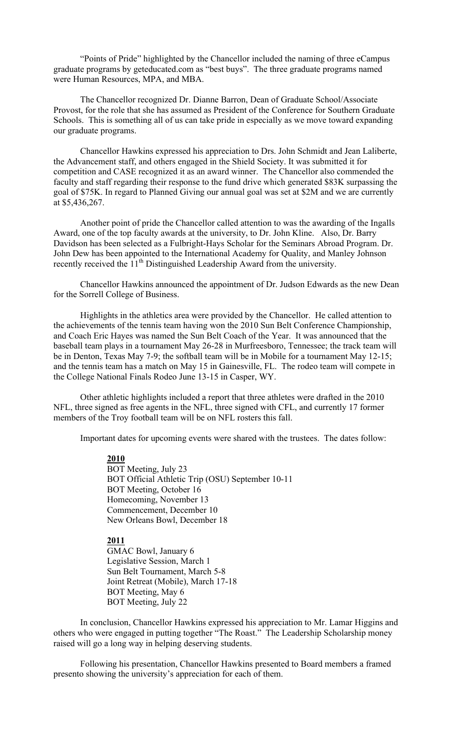"Points of Pride" highlighted by the Chancellor included the naming of three eCampus graduate programs by geteducated.com as "best buys". The three graduate programs named were Human Resources, MPA, and MBA.

The Chancellor recognized Dr. Dianne Barron, Dean of Graduate School/Associate Provost, for the role that she has assumed as President of the Conference for Southern Graduate Schools. This is something all of us can take pride in especially as we move toward expanding our graduate programs.

Chancellor Hawkins expressed his appreciation to Drs. John Schmidt and Jean Laliberte, the Advancement staff, and others engaged in the Shield Society. It was submitted it for competition and CASE recognized it as an award winner. The Chancellor also commended the faculty and staff regarding their response to the fund drive which generated $83K surpassing the goal of $75K. In regard to Planned Giving our annual goal was set at $2M and we are currently at $5,436,267.

Another point of pride the Chancellor called attention to was the awarding of the Ingalls Award, one of the top faculty awards at the university, to Dr. John Kline. Also, Dr. Barry Davidson has been selected as a Fulbright-Hays Scholar for the Seminars Abroad Program. Dr. John Dew has been appointed to the International Academy for Quality, and Manley Johnson recently received the 11th Distinguished Leadership Award from the university.

Chancellor Hawkins announced the appointment of Dr. Judson Edwards as the new Dean for the Sorrell College of Business.

Highlights in the athletics area were provided by the Chancellor. He called attention to the achievements of the tennis team having won the 2010 Sun Belt Conference Championship, and Coach Eric Hayes was named the Sun Belt Coach of the Year. It was announced that the baseball team plays in a tournament May 26-28 in Murfreesboro, Tennessee; the track team will be in Denton, Texas May 7-9; the softball team will be in Mobile for a tournament May 12-15; and the tennis team has a match on May 15 in Gainesville, FL. The rodeo team will compete in the College National Finals Rodeo June 13-15 in Casper, WY.

Other athletic highlights included a report that three athletes were drafted in the 2010 NFL, three signed as free agents in the NFL, three signed with CFL, and currently 17 former members of the Troy football team will be on NFL rosters this fall.

Important dates for upcoming events were shared with the trustees. The dates follow:

**2010**
BOT Meeting, July 23
BOT Official Athletic Trip (OSU) September 10-11
BOT Meeting, October 16
Homecoming, November 13
Commencement, December 10
New Orleans Bowl, December 18

**2011**
GMAC Bowl, January 6
Legislative Session, March 1
Sun Belt Tournament, March 5-8
Joint Retreat (Mobile), March 17-18
BOT Meeting, May 6
BOT Meeting, July 22

In conclusion, Chancellor Hawkins expressed his appreciation to Mr. Lamar Higgins and others who were engaged in putting together "The Roast." The Leadership Scholarship money raised will go a long way in helping deserving students.

Following his presentation, Chancellor Hawkins presented to Board members a framed presento showing the university's appreciation for each of them.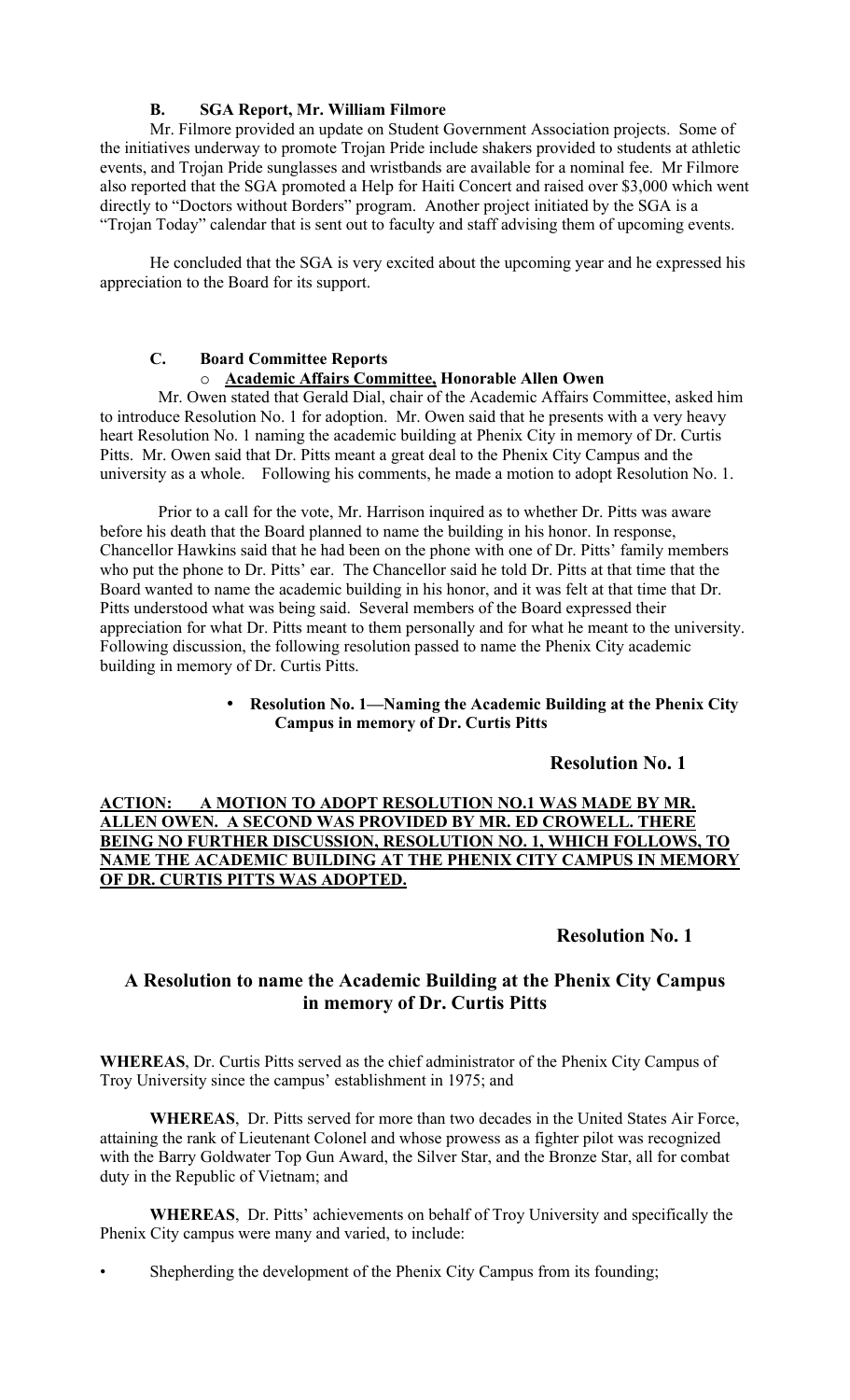### B. SGA Report, Mr. William Filmore

Mr. Filmore provided an update on Student Government Association projects. Some of the initiatives underway to promote Trojan Pride include shakers provided to students at athletic events, and Trojan Pride sunglasses and wristbands are available for a nominal fee. Mr Filmore also reported that the SGA promoted a Help for Haiti Concert and raised over $3,000 which went directly to "Doctors without Borders" program. Another project initiated by the SGA is a "Trojan Today" calendar that is sent out to faculty and staff advising them of upcoming events.

He concluded that the SGA is very excited about the upcoming year and he expressed his appreciation to the Board for its support.

### C. Board Committee Reports

- **Academic Affairs Committee, Honorable Allen Owen**

Mr. Owen stated that Gerald Dial, chair of the Academic Affairs Committee, asked him to introduce Resolution No. 1 for adoption. Mr. Owen said that he presents with a very heavy heart Resolution No. 1 naming the academic building at Phenix City in memory of Dr. Curtis Pitts. Mr. Owen said that Dr. Pitts meant a great deal to the Phenix City Campus and the university as a whole. Following his comments, he made a motion to adopt Resolution No. 1.

Prior to a call for the vote, Mr. Harrison inquired as to whether Dr. Pitts was aware before his death that the Board planned to name the building in his honor. In response, Chancellor Hawkins said that he had been on the phone with one of Dr. Pitts' family members who put the phone to Dr. Pitts' ear. The Chancellor said he told Dr. Pitts at that time that the Board wanted to name the academic building in his honor, and it was felt at that time that Dr. Pitts understood what was being said. Several members of the Board expressed their appreciation for what Dr. Pitts meant to them personally and for what he meant to the university. Following discussion, the following resolution passed to name the Phenix City academic building in memory of Dr. Curtis Pitts.

- **Resolution No. 1—Naming the Academic Building at the Phenix City Campus in memory of Dr. Curtis Pitts**

**Resolution No. 1**

**ACTION: A MOTION TO ADOPT RESOLUTION NO.1 WAS MADE BY MR. ALLEN OWEN. A SECOND WAS PROVIDED BY MR. ED CROWELL. THERE BEING NO FURTHER DISCUSSION, RESOLUTION NO. 1, WHICH FOLLOWS, TO NAME THE ACADEMIC BUILDING AT THE PHENIX CITY CAMPUS IN MEMORY OF DR. CURTIS PITTS WAS ADOPTED.**

**Resolution No. 1**

## A Resolution to name the Academic Building at the Phenix City Campus in memory of Dr. Curtis Pitts

**WHEREAS**, Dr. Curtis Pitts served as the chief administrator of the Phenix City Campus of Troy University since the campus' establishment in 1975; and

**WHEREAS**, Dr. Pitts served for more than two decades in the United States Air Force, attaining the rank of Lieutenant Colonel and whose prowess as a fighter pilot was recognized with the Barry Goldwater Top Gun Award, the Silver Star, and the Bronze Star, all for combat duty in the Republic of Vietnam; and

**WHEREAS**, Dr. Pitts' achievements on behalf of Troy University and specifically the Phenix City campus were many and varied, to include:

- Shepherding the development of the Phenix City Campus from its founding;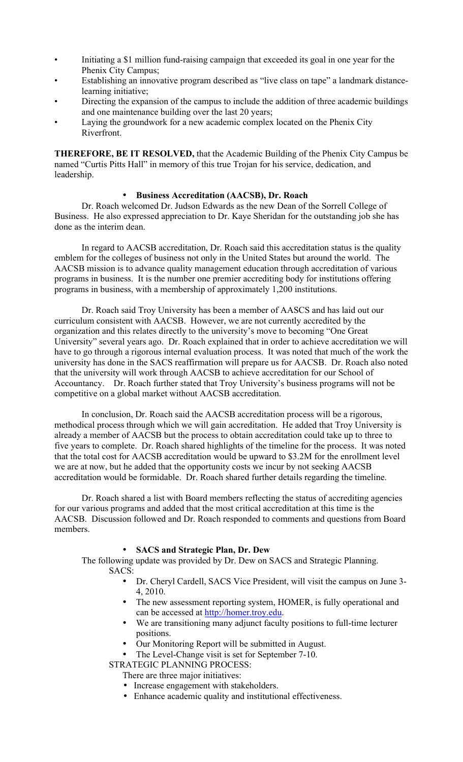- Initiating a $1 million fund-raising campaign that exceeded its goal in one year for the Phenix City Campus;
- Establishing an innovative program described as "live class on tape" a landmark distance-learning initiative;
- Directing the expansion of the campus to include the addition of three academic buildings and one maintenance building over the last 20 years;
- Laying the groundwork for a new academic complex located on the Phenix City Riverfront.

**THEREFORE, BE IT RESOLVED,** that the Academic Building of the Phenix City Campus be named "Curtis Pitts Hall" in memory of this true Trojan for his service, dedication, and leadership.

- **Business Accreditation (AACSB), Dr. Roach**

Dr. Roach welcomed Dr. Judson Edwards as the new Dean of the Sorrell College of Business. He also expressed appreciation to Dr. Kaye Sheridan for the outstanding job she has done as the interim dean.

In regard to AACSB accreditation, Dr. Roach said this accreditation status is the quality emblem for the colleges of business not only in the United States but around the world. The AACSB mission is to advance quality management education through accreditation of various programs in business. It is the number one premier accrediting body for institutions offering programs in business, with a membership of approximately 1,200 institutions.

Dr. Roach said Troy University has been a member of AASCS and has laid out our curriculum consistent with AACSB. However, we are not currently accredited by the organization and this relates directly to the university's move to becoming "One Great University" several years ago. Dr. Roach explained that in order to achieve accreditation we will have to go through a rigorous internal evaluation process. It was noted that much of the work the university has done in the SACS reaffirmation will prepare us for AACSB. Dr. Roach also noted that the university will work through AACSB to achieve accreditation for our School of Accountancy. Dr. Roach further stated that Troy University's business programs will not be competitive on a global market without AACSB accreditation.

In conclusion, Dr. Roach said the AACSB accreditation process will be a rigorous, methodical process through which we will gain accreditation. He added that Troy University is already a member of AACSB but the process to obtain accreditation could take up to three to five years to complete. Dr. Roach shared highlights of the timeline for the process. It was noted that the total cost for AACSB accreditation would be upward to $3.2M for the enrollment level we are at now, but he added that the opportunity costs we incur by not seeking AACSB accreditation would be formidable. Dr. Roach shared further details regarding the timeline.

Dr. Roach shared a list with Board members reflecting the status of accrediting agencies for our various programs and added that the most critical accreditation at this time is the AACSB. Discussion followed and Dr. Roach responded to comments and questions from Board members.

- **SACS and Strategic Plan, Dr. Dew**

The following update was provided by Dr. Dew on SACS and Strategic Planning.

SACS:

- Dr. Cheryl Cardell, SACS Vice President, will visit the campus on June 3-4, 2010.
- The new assessment reporting system, HOMER, is fully operational and can be accessed at http://homer.troy.edu.
- We are transitioning many adjunct faculty positions to full-time lecturer positions.
- Our Monitoring Report will be submitted in August.
- The Level-Change visit is set for September 7-10.

STRATEGIC PLANNING PROCESS:

There are three major initiatives:

- Increase engagement with stakeholders.
- Enhance academic quality and institutional effectiveness.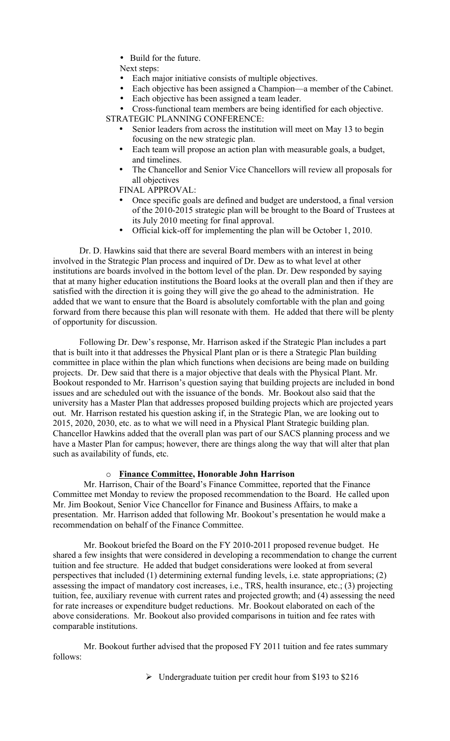- Build for the future.

Next steps:

- Each major initiative consists of multiple objectives.
- Each objective has been assigned a Champion—a member of the Cabinet.
- Each objective has been assigned a team leader.
- Cross-functional team members are being identified for each objective.

STRATEGIC PLANNING CONFERENCE:

- Senior leaders from across the institution will meet on May 13 to begin focusing on the new strategic plan.
- Each team will propose an action plan with measurable goals, a budget, and timelines.
- The Chancellor and Senior Vice Chancellors will review all proposals for all objectives

FINAL APPROVAL:

- Once specific goals are defined and budget are understood, a final version of the 2010-2015 strategic plan will be brought to the Board of Trustees at its July 2010 meeting for final approval.
- Official kick-off for implementing the plan will be October 1, 2010.

Dr. D. Hawkins said that there are several Board members with an interest in being involved in the Strategic Plan process and inquired of Dr. Dew as to what level at other institutions are boards involved in the bottom level of the plan. Dr. Dew responded by saying that at many higher education institutions the Board looks at the overall plan and then if they are satisfied with the direction it is going they will give the go ahead to the administration. He added that we want to ensure that the Board is absolutely comfortable with the plan and going forward from there because this plan will resonate with them. He added that there will be plenty of opportunity for discussion.

Following Dr. Dew's response, Mr. Harrison asked if the Strategic Plan includes a part that is built into it that addresses the Physical Plant plan or is there a Strategic Plan building committee in place within the plan which functions when decisions are being made on building projects. Dr. Dew said that there is a major objective that deals with the Physical Plant. Mr. Bookout responded to Mr. Harrison's question saying that building projects are included in bond issues and are scheduled out with the issuance of the bonds. Mr. Bookout also said that the university has a Master Plan that addresses proposed building projects which are projected years out. Mr. Harrison restated his question asking if, in the Strategic Plan, we are looking out to 2015, 2020, 2030, etc. as to what we will need in a Physical Plant Strategic building plan. Chancellor Hawkins added that the overall plan was part of our SACS planning process and we have a Master Plan for campus; however, there are things along the way that will alter that plan such as availability of funds, etc.

- **Finance Committee, Honorable John Harrison**

Mr. Harrison, Chair of the Board's Finance Committee, reported that the Finance Committee met Monday to review the proposed recommendation to the Board. He called upon Mr. Jim Bookout, Senior Vice Chancellor for Finance and Business Affairs, to make a presentation. Mr. Harrison added that following Mr. Bookout's presentation he would make a recommendation on behalf of the Finance Committee.

Mr. Bookout briefed the Board on the FY 2010-2011 proposed revenue budget. He shared a few insights that were considered in developing a recommendation to change the current tuition and fee structure. He added that budget considerations were looked at from several perspectives that included (1) determining external funding levels, i.e. state appropriations; (2) assessing the impact of mandatory cost increases, i.e., TRS, health insurance, etc.; (3) projecting tuition, fee, auxiliary revenue with current rates and projected growth; and (4) assessing the need for rate increases or expenditure budget reductions. Mr. Bookout elaborated on each of the above considerations. Mr. Bookout also provided comparisons in tuition and fee rates with comparable institutions.

Mr. Bookout further advised that the proposed FY 2011 tuition and fee rates summary follows:

- Undergraduate tuition per credit hour from $193 to $216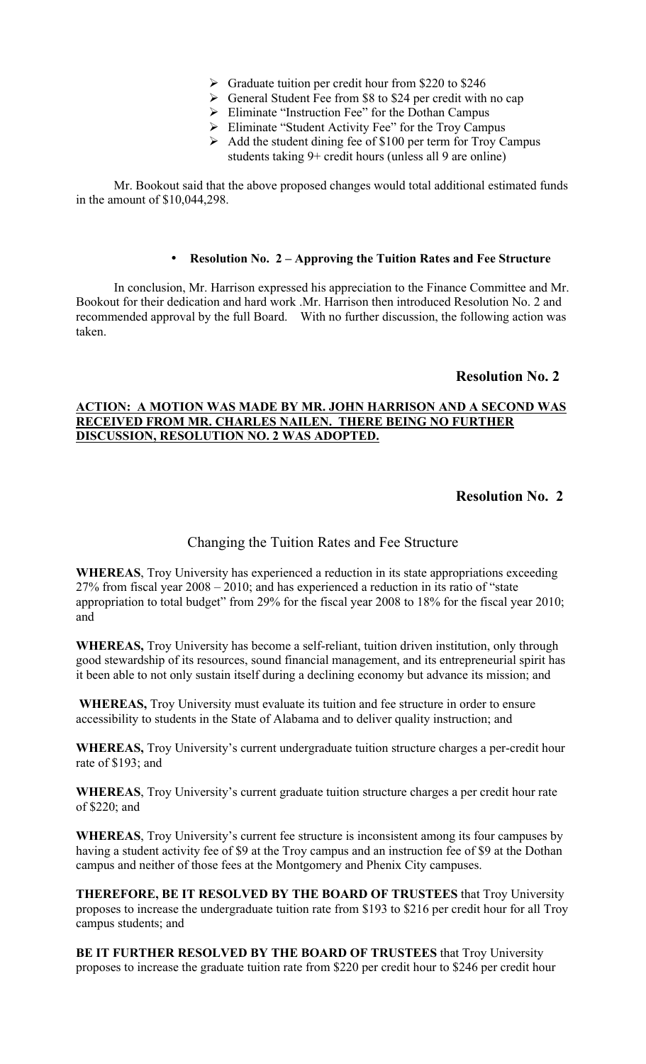- Graduate tuition per credit hour from $220 to $246
- General Student Fee from $8 to $24 per credit with no cap
- Eliminate "Instruction Fee" for the Dothan Campus
- Eliminate "Student Activity Fee" for the Troy Campus
- Add the student dining fee of $100 per term for Troy Campus students taking 9+ credit hours (unless all 9 are online)

Mr. Bookout said that the above proposed changes would total additional estimated funds in the amount of $10,044,298.

- **Resolution No. 2 – Approving the Tuition Rates and Fee Structure**

In conclusion, Mr. Harrison expressed his appreciation to the Finance Committee and Mr. Bookout for their dedication and hard work .Mr. Harrison then introduced Resolution No. 2 and recommended approval by the full Board. With no further discussion, the following action was taken.

**Resolution No. 2**

**ACTION: A MOTION WAS MADE BY MR. JOHN HARRISON AND A SECOND WAS RECEIVED FROM MR. CHARLES NAILEN. THERE BEING NO FURTHER DISCUSSION, RESOLUTION NO. 2 WAS ADOPTED.**

**Resolution No. 2**

Changing the Tuition Rates and Fee Structure

**WHEREAS**, Troy University has experienced a reduction in its state appropriations exceeding 27% from fiscal year 2008 – 2010; and has experienced a reduction in its ratio of "state appropriation to total budget" from 29% for the fiscal year 2008 to 18% for the fiscal year 2010; and

**WHEREAS,** Troy University has become a self-reliant, tuition driven institution, only through good stewardship of its resources, sound financial management, and its entrepreneurial spirit has it been able to not only sustain itself during a declining economy but advance its mission; and

**WHEREAS,** Troy University must evaluate its tuition and fee structure in order to ensure accessibility to students in the State of Alabama and to deliver quality instruction; and

**WHEREAS,** Troy University's current undergraduate tuition structure charges a per-credit hour rate of $193; and

**WHEREAS**, Troy University's current graduate tuition structure charges a per credit hour rate of $220; and

**WHEREAS**, Troy University's current fee structure is inconsistent among its four campuses by having a student activity fee of $9 at the Troy campus and an instruction fee of $9 at the Dothan campus and neither of those fees at the Montgomery and Phenix City campuses.

**THEREFORE, BE IT RESOLVED BY THE BOARD OF TRUSTEES** that Troy University proposes to increase the undergraduate tuition rate from $193 to $216 per credit hour for all Troy campus students; and

**BE IT FURTHER RESOLVED BY THE BOARD OF TRUSTEES** that Troy University proposes to increase the graduate tuition rate from $220 per credit hour to $246 per credit hour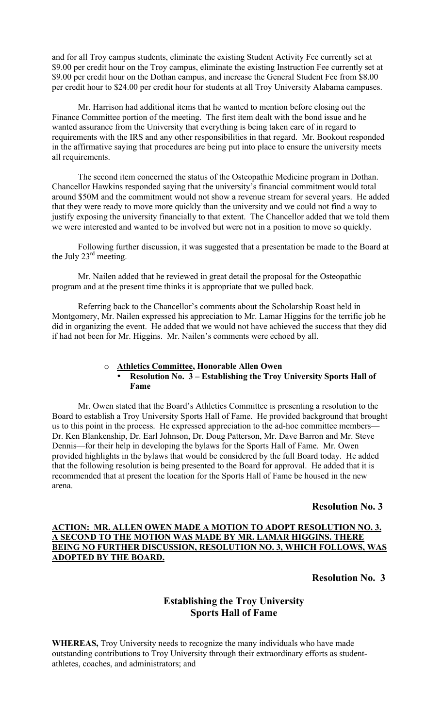and for all Troy campus students, eliminate the existing Student Activity Fee currently set at \$9.00 per credit hour on the Troy campus, eliminate the existing Instruction Fee currently set at \$9.00 per credit hour on the Dothan campus, and increase the General Student Fee from \$8.00 per credit hour to \$24.00 per credit hour for students at all Troy University Alabama campuses.

Mr. Harrison had additional items that he wanted to mention before closing out the Finance Committee portion of the meeting. The first item dealt with the bond issue and he wanted assurance from the University that everything is being taken care of in regard to requirements with the IRS and any other responsibilities in that regard. Mr. Bookout responded in the affirmative saying that procedures are being put into place to ensure the university meets all requirements.

The second item concerned the status of the Osteopathic Medicine program in Dothan. Chancellor Hawkins responded saying that the university's financial commitment would total around \$50M and the commitment would not show a revenue stream for several years. He added that they were ready to move more quickly than the university and we could not find a way to justify exposing the university financially to that extent. The Chancellor added that we told them we were interested and wanted to be involved but were not in a position to move so quickly.

Following further discussion, it was suggested that a presentation be made to the Board at the July 23rd meeting.

Mr. Nailen added that he reviewed in great detail the proposal for the Osteopathic program and at the present time thinks it is appropriate that we pulled back.

Referring back to the Chancellor's comments about the Scholarship Roast held in Montgomery, Mr. Nailen expressed his appreciation to Mr. Lamar Higgins for the terrific job he did in organizing the event. He added that we would not have achieved the success that they did if had not been for Mr. Higgins. Mr. Nailen's comments were echoed by all.

- **Athletics Committee, Honorable Allen Owen**
  - **Resolution No. 3 – Establishing the Troy University Sports Hall of Fame**

Mr. Owen stated that the Board's Athletics Committee is presenting a resolution to the Board to establish a Troy University Sports Hall of Fame. He provided background that brought us to this point in the process. He expressed appreciation to the ad-hoc committee members—Dr. Ken Blankenship, Dr. Earl Johnson, Dr. Doug Patterson, Mr. Dave Barron and Mr. Steve Dennis—for their help in developing the bylaws for the Sports Hall of Fame. Mr. Owen provided highlights in the bylaws that would be considered by the full Board today. He added that the following resolution is being presented to the Board for approval. He added that it is recommended that at present the location for the Sports Hall of Fame be housed in the new arena.

**Resolution No. 3**

**ACTION: MR. ALLEN OWEN MADE A MOTION TO ADOPT RESOLUTION NO. 3. A SECOND TO THE MOTION WAS MADE BY MR. LAMAR HIGGINS. THERE BEING NO FURTHER DISCUSSION, RESOLUTION NO. 3, WHICH FOLLOWS, WAS ADOPTED BY THE BOARD.**

**Resolution No. 3**

## Establishing the Troy University Sports Hall of Fame

**WHEREAS,** Troy University needs to recognize the many individuals who have made outstanding contributions to Troy University through their extraordinary efforts as student-athletes, coaches, and administrators; and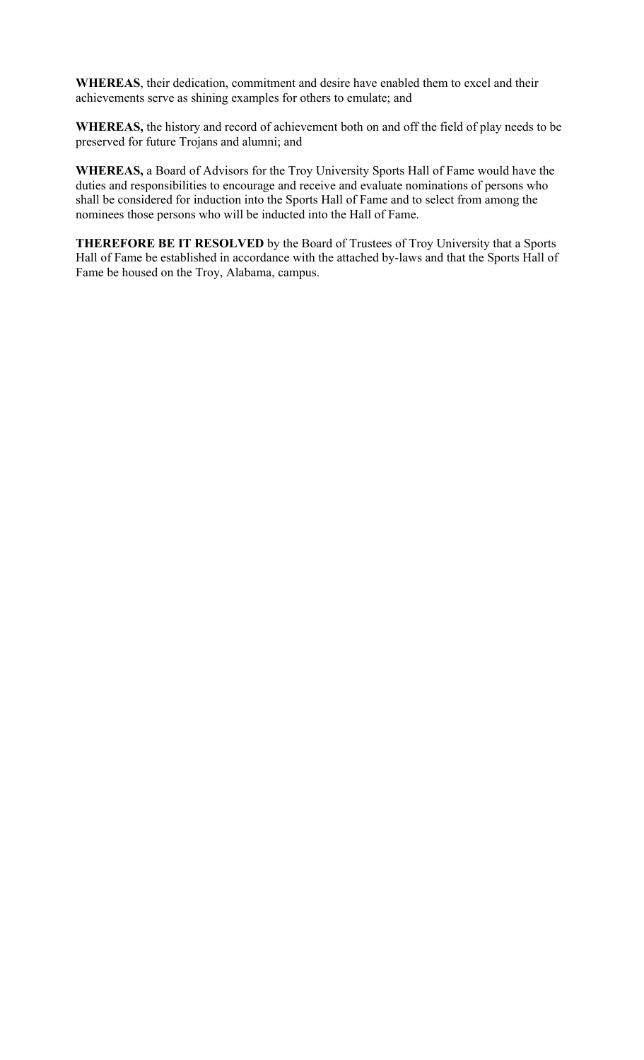**WHEREAS**, their dedication, commitment and desire have enabled them to excel and their achievements serve as shining examples for others to emulate; and

**WHEREAS,** the history and record of achievement both on and off the field of play needs to be preserved for future Trojans and alumni; and

**WHEREAS,** a Board of Advisors for the Troy University Sports Hall of Fame would have the duties and responsibilities to encourage and receive and evaluate nominations of persons who shall be considered for induction into the Sports Hall of Fame and to select from among the nominees those persons who will be inducted into the Hall of Fame.

**THEREFORE BE IT RESOLVED** by the Board of Trustees of Troy University that a Sports Hall of Fame be established in accordance with the attached by-laws and that the Sports Hall of Fame be housed on the Troy, Alabama, campus.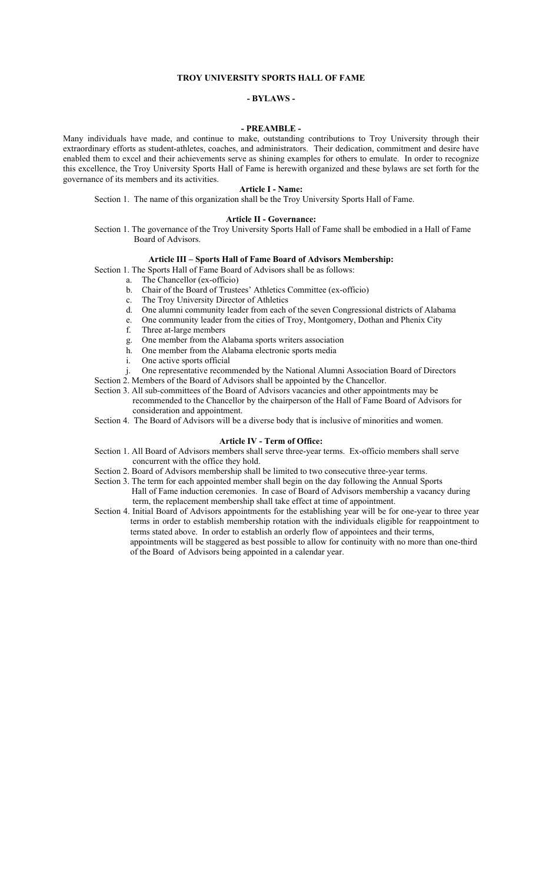**TROY UNIVERSITY SPORTS HALL OF FAME**

**- BYLAWS -**

**- PREAMBLE -**

Many individuals have made, and continue to make, outstanding contributions to Troy University through their extraordinary efforts as student-athletes, coaches, and administrators. Their dedication, commitment and desire have enabled them to excel and their achievements serve as shining examples for others to emulate. In order to recognize this excellence, the Troy University Sports Hall of Fame is herewith organized and these bylaws are set forth for the governance of its members and its activities.

**Article I - Name:**

Section 1. The name of this organization shall be the Troy University Sports Hall of Fame.

**Article II - Governance:**

Section 1. The governance of the Troy University Sports Hall of Fame shall be embodied in a Hall of Fame Board of Advisors.

**Article III – Sports Hall of Fame Board of Advisors Membership:**

Section 1. The Sports Hall of Fame Board of Advisors shall be as follows:

a. The Chancellor (ex-officio)
b. Chair of the Board of Trustees' Athletics Committee (ex-officio)
c. The Troy University Director of Athletics
d. One alumni community leader from each of the seven Congressional districts of Alabama
e. One community leader from the cities of Troy, Montgomery, Dothan and Phenix City
f. Three at-large members
g. One member from the Alabama sports writers association
h. One member from the Alabama electronic sports media
i. One active sports official
j. One representative recommended by the National Alumni Association Board of Directors

Section 2. Members of the Board of Advisors shall be appointed by the Chancellor.

Section 3. All sub-committees of the Board of Advisors vacancies and other appointments may be recommended to the Chancellor by the chairperson of the Hall of Fame Board of Advisors for consideration and appointment.

Section 4. The Board of Advisors will be a diverse body that is inclusive of minorities and women.

**Article IV - Term of Office:**

Section 1. All Board of Advisors members shall serve three-year terms. Ex-officio members shall serve concurrent with the office they hold.

Section 2. Board of Advisors membership shall be limited to two consecutive three-year terms.

Section 3. The term for each appointed member shall begin on the day following the Annual Sports Hall of Fame induction ceremonies. In case of Board of Advisors membership a vacancy during term, the replacement membership shall take effect at time of appointment.

Section 4. Initial Board of Advisors appointments for the establishing year will be for one-year to three year terms in order to establish membership rotation with the individuals eligible for reappointment to terms stated above. In order to establish an orderly flow of appointees and their terms, appointments will be staggered as best possible to allow for continuity with no more than one-third of the Board of Advisors being appointed in a calendar year.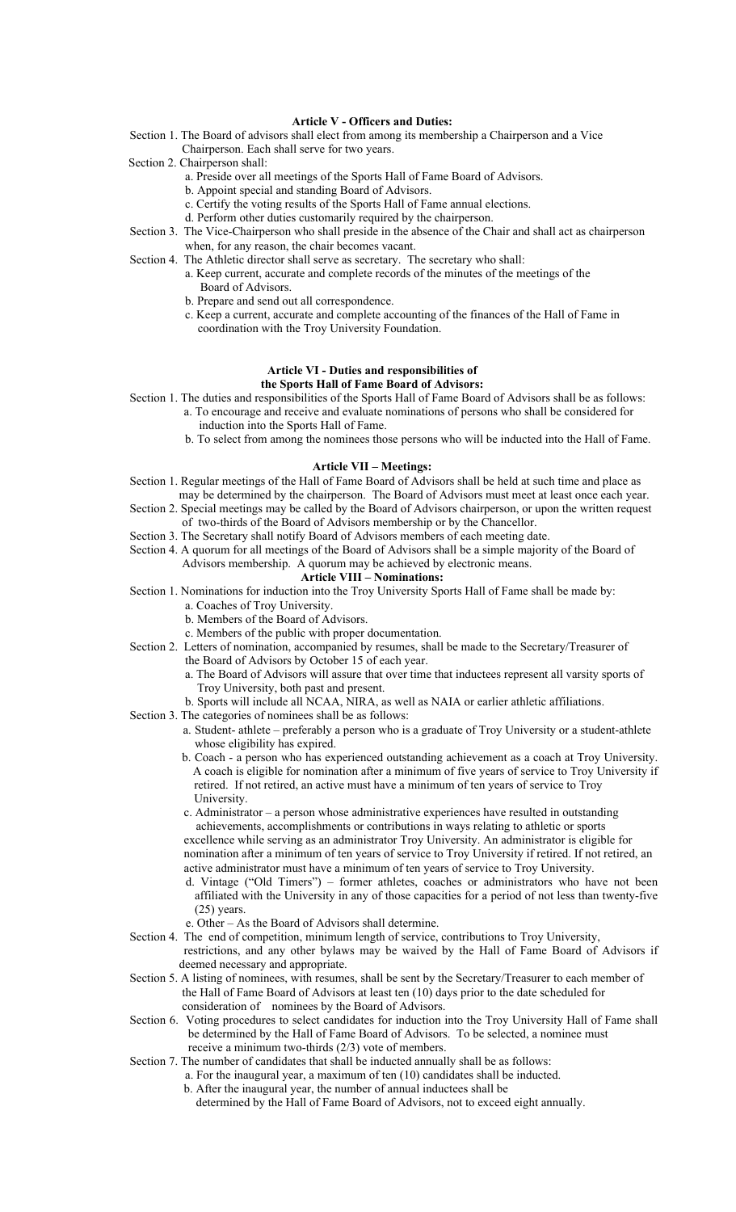**Article V - Officers and Duties:**

Section 1. The Board of advisors shall elect from among its membership a Chairperson and a Vice Chairperson. Each shall serve for two years.

Section 2. Chairperson shall:

a. Preside over all meetings of the Sports Hall of Fame Board of Advisors.

b. Appoint special and standing Board of Advisors.

c. Certify the voting results of the Sports Hall of Fame annual elections.

d. Perform other duties customarily required by the chairperson.

Section 3. The Vice-Chairperson who shall preside in the absence of the Chair and shall act as chairperson when, for any reason, the chair becomes vacant.

Section 4. The Athletic director shall serve as secretary. The secretary who shall:

a. Keep current, accurate and complete records of the minutes of the meetings of the Board of Advisors.

b. Prepare and send out all correspondence.

c. Keep a current, accurate and complete accounting of the finances of the Hall of Fame in coordination with the Troy University Foundation.

**Article VI - Duties and responsibilities of the Sports Hall of Fame Board of Advisors:**

Section 1. The duties and responsibilities of the Sports Hall of Fame Board of Advisors shall be as follows:

a. To encourage and receive and evaluate nominations of persons who shall be considered for induction into the Sports Hall of Fame.

b. To select from among the nominees those persons who will be inducted into the Hall of Fame.

**Article VII – Meetings:**

Section 1. Regular meetings of the Hall of Fame Board of Advisors shall be held at such time and place as may be determined by the chairperson. The Board of Advisors must meet at least once each year.

Section 2. Special meetings may be called by the Board of Advisors chairperson, or upon the written request of two-thirds of the Board of Advisors membership or by the Chancellor.

Section 3. The Secretary shall notify Board of Advisors members of each meeting date.

Section 4. A quorum for all meetings of the Board of Advisors shall be a simple majority of the Board of Advisors membership. A quorum may be achieved by electronic means.

**Article VIII – Nominations:**

Section 1. Nominations for induction into the Troy University Sports Hall of Fame shall be made by:

a. Coaches of Troy University.

b. Members of the Board of Advisors.

c. Members of the public with proper documentation.

Section 2. Letters of nomination, accompanied by resumes, shall be made to the Secretary/Treasurer of the Board of Advisors by October 15 of each year.

a. The Board of Advisors will assure that over time that inductees represent all varsity sports of Troy University, both past and present.

b. Sports will include all NCAA, NIRA, as well as NAIA or earlier athletic affiliations.

Section 3. The categories of nominees shall be as follows:

a. Student- athlete – preferably a person who is a graduate of Troy University or a student-athlete whose eligibility has expired.

b. Coach - a person who has experienced outstanding achievement as a coach at Troy University. A coach is eligible for nomination after a minimum of five years of service to Troy University if retired. If not retired, an active must have a minimum of ten years of service to Troy University.

c. Administrator – a person whose administrative experiences have resulted in outstanding achievements, accomplishments or contributions in ways relating to athletic or sports excellence while serving as an administrator Troy University. An administrator is eligible for nomination after a minimum of ten years of service to Troy University if retired. If not retired, an active administrator must have a minimum of ten years of service to Troy University.

d. Vintage ("Old Timers") – former athletes, coaches or administrators who have not been affiliated with the University in any of those capacities for a period of not less than twenty-five (25) years.

e. Other – As the Board of Advisors shall determine.

Section 4. The end of competition, minimum length of service, contributions to Troy University, restrictions, and any other bylaws may be waived by the Hall of Fame Board of Advisors if deemed necessary and appropriate.

Section 5. A listing of nominees, with resumes, shall be sent by the Secretary/Treasurer to each member of the Hall of Fame Board of Advisors at least ten (10) days prior to the date scheduled for consideration of nominees by the Board of Advisors.

Section 6. Voting procedures to select candidates for induction into the Troy University Hall of Fame shall be determined by the Hall of Fame Board of Advisors. To be selected, a nominee must receive a minimum two-thirds (2/3) vote of members.

Section 7. The number of candidates that shall be inducted annually shall be as follows:

a. For the inaugural year, a maximum of ten (10) candidates shall be inducted.

b. After the inaugural year, the number of annual inductees shall be determined by the Hall of Fame Board of Advisors, not to exceed eight annually.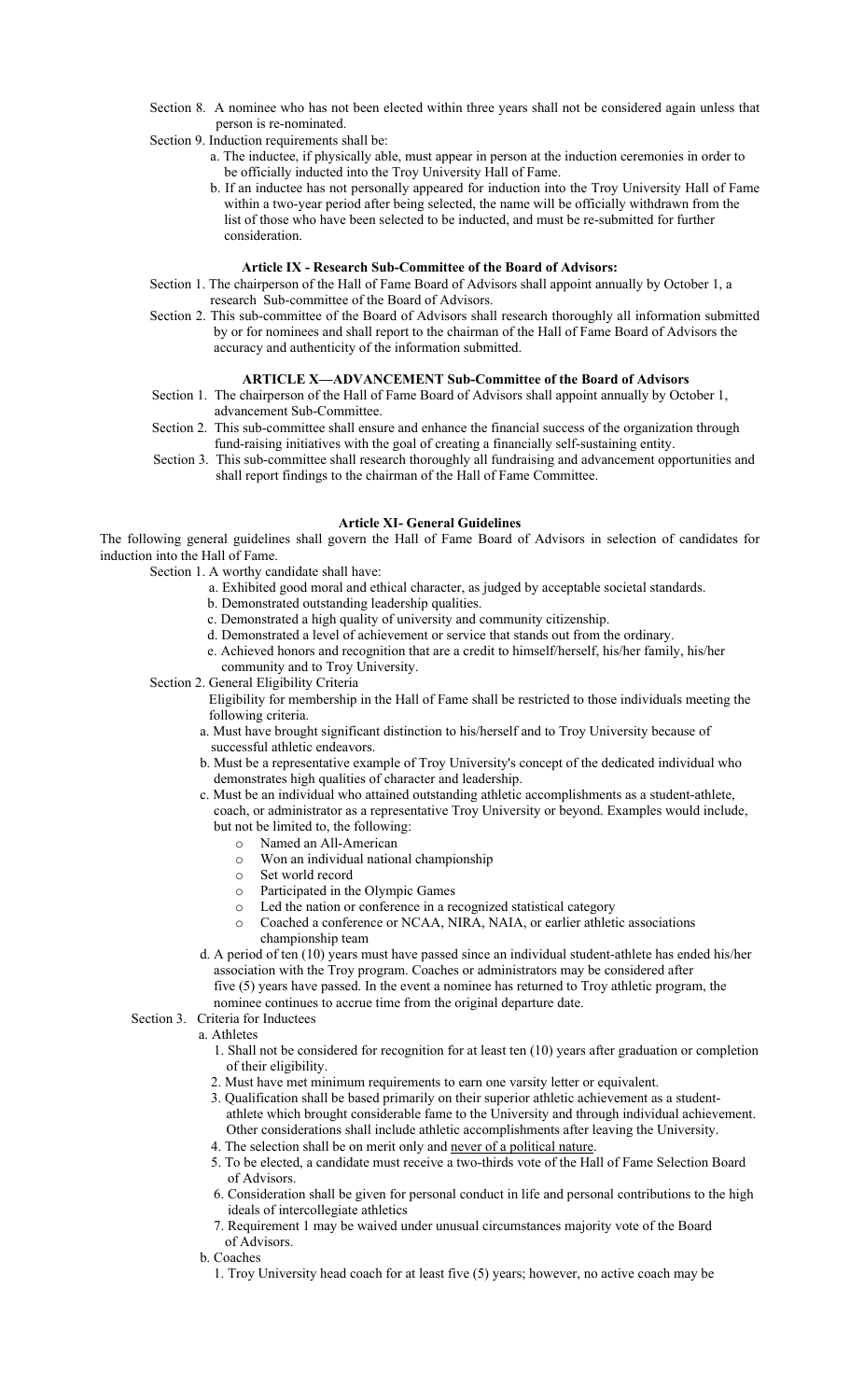Section 8. A nominee who has not been elected within three years shall not be considered again unless that person is re-nominated.

Section 9. Induction requirements shall be:

a. The inductee, if physically able, must appear in person at the induction ceremonies in order to be officially inducted into the Troy University Hall of Fame.

b. If an inductee has not personally appeared for induction into the Troy University Hall of Fame within a two-year period after being selected, the name will be officially withdrawn from the list of those who have been selected to be inducted, and must be re-submitted for further consideration.

### Article IX - Research Sub-Committee of the Board of Advisors:

Section 1. The chairperson of the Hall of Fame Board of Advisors shall appoint annually by October 1, a research Sub-committee of the Board of Advisors.

Section 2. This sub-committee of the Board of Advisors shall research thoroughly all information submitted by or for nominees and shall report to the chairman of the Hall of Fame Board of Advisors the accuracy and authenticity of the information submitted.

### ARTICLE X—ADVANCEMENT Sub-Committee of the Board of Advisors

Section 1. The chairperson of the Hall of Fame Board of Advisors shall appoint annually by October 1, advancement Sub-Committee.

Section 2. This sub-committee shall ensure and enhance the financial success of the organization through fund-raising initiatives with the goal of creating a financially self-sustaining entity.

Section 3. This sub-committee shall research thoroughly all fundraising and advancement opportunities and shall report findings to the chairman of the Hall of Fame Committee.

### Article XI- General Guidelines

The following general guidelines shall govern the Hall of Fame Board of Advisors in selection of candidates for induction into the Hall of Fame.

Section 1. A worthy candidate shall have:

a. Exhibited good moral and ethical character, as judged by acceptable societal standards.

b. Demonstrated outstanding leadership qualities.

c. Demonstrated a high quality of university and community citizenship.

d. Demonstrated a level of achievement or service that stands out from the ordinary.

e. Achieved honors and recognition that are a credit to himself/herself, his/her family, his/her community and to Troy University.

Section 2. General Eligibility Criteria

Eligibility for membership in the Hall of Fame shall be restricted to those individuals meeting the following criteria.

a. Must have brought significant distinction to his/herself and to Troy University because of successful athletic endeavors.

b. Must be a representative example of Troy University's concept of the dedicated individual who demonstrates high qualities of character and leadership.

c. Must be an individual who attained outstanding athletic accomplishments as a student-athlete, coach, or administrator as a representative Troy University or beyond. Examples would include, but not be limited to, the following:

- Named an All-American
- Won an individual national championship
- Set world record
- Participated in the Olympic Games
- Led the nation or conference in a recognized statistical category
- Coached a conference or NCAA, NIRA, NAIA, or earlier athletic associations championship team

d. A period of ten (10) years must have passed since an individual student-athlete has ended his/her association with the Troy program. Coaches or administrators may be considered after five (5) years have passed. In the event a nominee has returned to Troy athletic program, the nominee continues to accrue time from the original departure date.

Section 3. Criteria for Inductees

a. Athletes

1. Shall not be considered for recognition for at least ten (10) years after graduation or completion of their eligibility.
2. Must have met minimum requirements to earn one varsity letter or equivalent.
3. Qualification shall be based primarily on their superior athletic achievement as a student-athlete which brought considerable fame to the University and through individual achievement. Other considerations shall include athletic accomplishments after leaving the University.
4. The selection shall be on merit only and <u>never of a political nature</u>.
5. To be elected, a candidate must receive a two-thirds vote of the Hall of Fame Selection Board of Advisors.
6. Consideration shall be given for personal conduct in life and personal contributions to the high ideals of intercollegiate athletics
7. Requirement 1 may be waived under unusual circumstances majority vote of the Board of Advisors.

b. Coaches

1. Troy University head coach for at least five (5) years; however, no active coach may be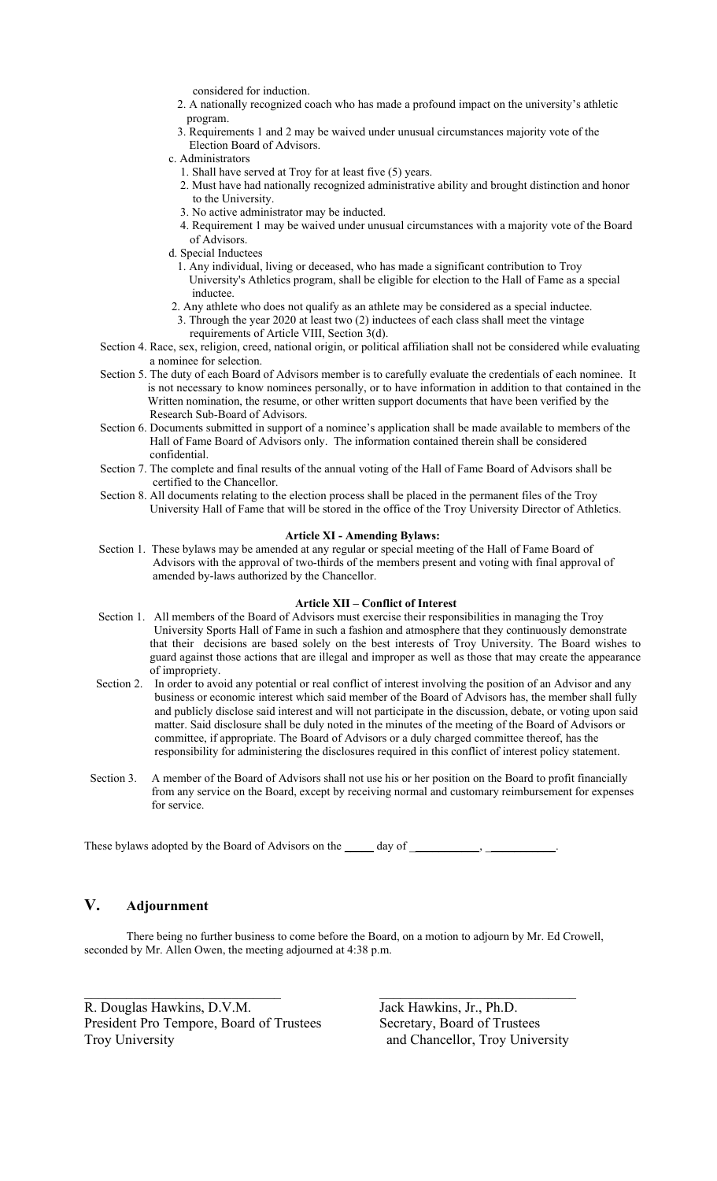considered for induction.

2. A nationally recognized coach who has made a profound impact on the university's athletic program.
3. Requirements 1 and 2 may be waived under unusual circumstances majority vote of the Election Board of Advisors.

c. Administrators

1. Shall have served at Troy for at least five (5) years.
2. Must have had nationally recognized administrative ability and brought distinction and honor to the University.
3. No active administrator may be inducted.
4. Requirement 1 may be waived under unusual circumstances with a majority vote of the Board of Advisors.

d. Special Inductees

1. Any individual, living or deceased, who has made a significant contribution to Troy University's Athletics program, shall be eligible for election to the Hall of Fame as a special inductee.
2. Any athlete who does not qualify as an athlete may be considered as a special inductee.
3. Through the year 2020 at least two (2) inductees of each class shall meet the vintage requirements of Article VIII, Section 3(d).

Section 4. Race, sex, religion, creed, national origin, or political affiliation shall not be considered while evaluating a nominee for selection.

Section 5. The duty of each Board of Advisors member is to carefully evaluate the credentials of each nominee. It is not necessary to know nominees personally, or to have information in addition to that contained in the Written nomination, the resume, or other written support documents that have been verified by the Research Sub-Board of Advisors.

Section 6. Documents submitted in support of a nominee's application shall be made available to members of the Hall of Fame Board of Advisors only. The information contained therein shall be considered confidential.

Section 7. The complete and final results of the annual voting of the Hall of Fame Board of Advisors shall be certified to the Chancellor.

Section 8. All documents relating to the election process shall be placed in the permanent files of the Troy University Hall of Fame that will be stored in the office of the Troy University Director of Athletics.

**Article XI - Amending Bylaws:**

Section 1. These bylaws may be amended at any regular or special meeting of the Hall of Fame Board of Advisors with the approval of two-thirds of the members present and voting with final approval of amended by-laws authorized by the Chancellor.

**Article XII – Conflict of Interest**

Section 1. All members of the Board of Advisors must exercise their responsibilities in managing the Troy University Sports Hall of Fame in such a fashion and atmosphere that they continuously demonstrate that their decisions are based solely on the best interests of Troy University. The Board wishes to guard against those actions that are illegal and improper as well as those that may create the appearance of impropriety.

Section 2. In order to avoid any potential or real conflict of interest involving the position of an Advisor and any business or economic interest which said member of the Board of Advisors has, the member shall fully and publicly disclose said interest and will not participate in the discussion, debate, or voting upon said matter. Said disclosure shall be duly noted in the minutes of the meeting of the Board of Advisors or committee, if appropriate. The Board of Advisors or a duly charged committee thereof, has the responsibility for administering the disclosures required in this conflict of interest policy statement.

Section 3. A member of the Board of Advisors shall not use his or her position on the Board to profit financially from any service on the Board, except by receiving normal and customary reimbursement for expenses for service.

These bylaws adopted by the Board of Advisors on the _____ day of ___________, ___________.

## V. Adjournment

There being no further business to come before the Board, on a motion to adjourn by Mr. Ed Crowell, seconded by Mr. Allen Owen, the meeting adjourned at 4:38 p.m.

\_\_\_\_\_\_\_\_\_\_\_\_\_\_\_\_\_\_\_\_\_\_\_\_\_\_\_\_\_\_
R. Douglas Hawkins, D.V.M.
President Pro Tempore, Board of Trustees
Troy University

\_\_\_\_\_\_\_\_\_\_\_\_\_\_\_\_\_\_\_\_\_\_\_\_\_\_\_\_\_\_
Jack Hawkins, Jr., Ph.D.
Secretary, Board of Trustees
and Chancellor, Troy University